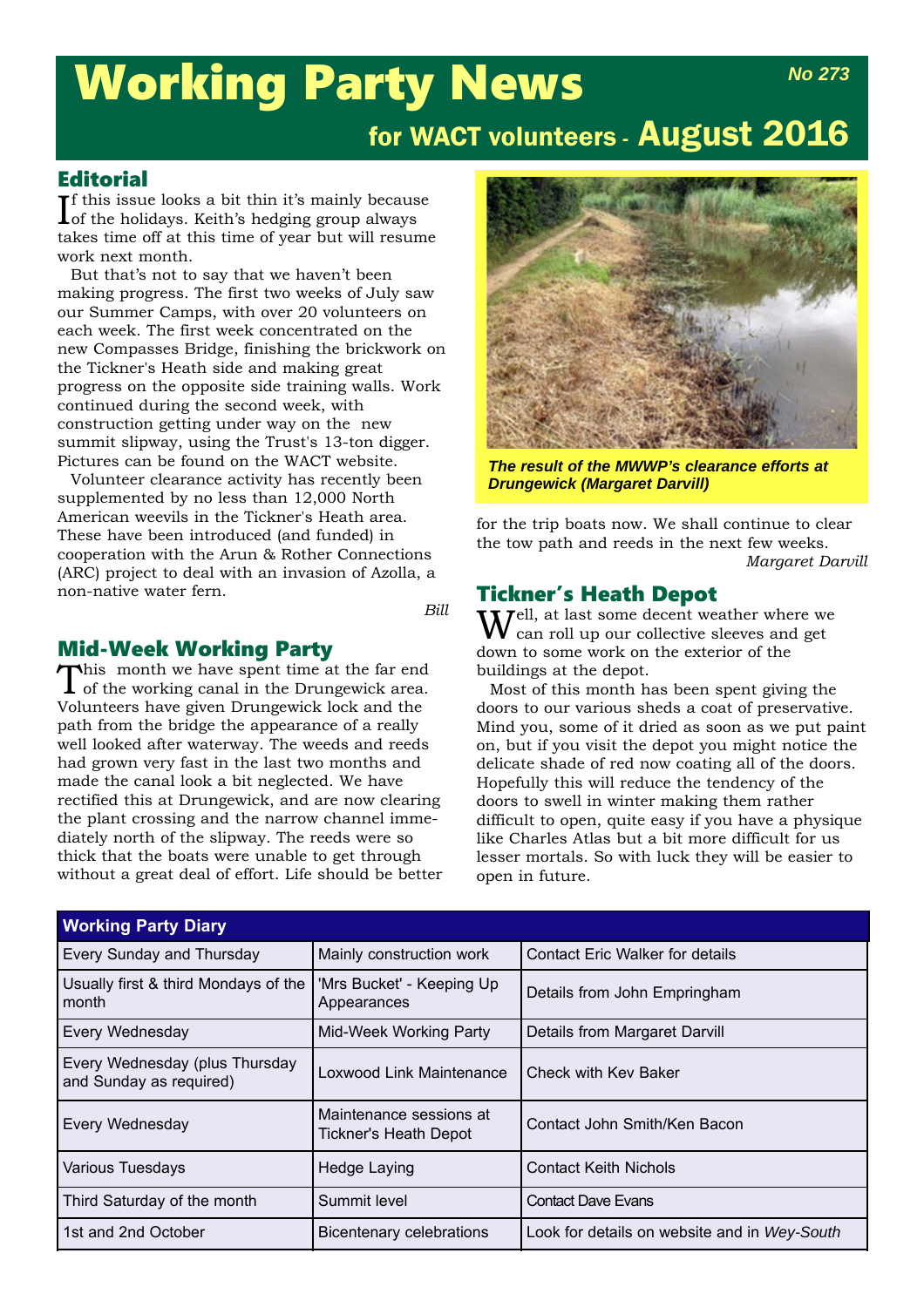# Working Party News

*No 273*

## for WACT volunteers - August 2016

## Editorial

If this issue looks a bit thin it's mainly because of the holidays. Keith's hedging group always takes time off at this time of year but will resume work next month.

But that's not to say that we haven't been making progress. The first two weeks of July saw our Summer Camps, with over 20 volunteers on each week. The first week concentrated on the new Compasses Bridge, finishing the brickwork on the Tickner's Heath side and making great progress on the opposite side training walls. Work continued during the second week, with construction getting under way on the new summit slipway, using the Trust's 13-ton digger. Pictures can be found on the WACT website.

Volunteer clearance activity has recently been supplemented by no less than 12,000 North American weevils in the Tickner's Heath area. These have been introduced (and funded) in cooperation with the Arun & Rother Connections (ARC) project to deal with an invasion of Azolla, a non-native water fern.

*Bill*

## Mid-Week Working Party

This month we have spent time at the far end of the working canal in the Drungewick area. Volunteers have given Drungewick lock and the path from the bridge the appearance of a really well looked after waterway. The weeds and reeds had grown very fast in the last two months and made the canal look a bit neglected. We have rectified this at Drungewick, and are now clearing the plant crossing and the narrow channel immediately north of the slipway. The reeds were so thick that the boats were unable to get through without a great deal of effort. Life should be better for the trip boats now. We shall continue to clear the tow path and reeds in the next few weeks.

*Margaret Darvill*

***The result of the MWWP's clearance efforts at Drungewick (Margaret Darvill)***

## Tickner's Heath Depot

Well, at last some decent weather where we can roll up our collective sleeves and get down to some work on the exterior of the buildings at the depot.

Most of this month has been spent giving the doors to our various sheds a coat of preservative. Mind you, some of it dried as soon as we put paint on, but if you visit the depot you might notice the delicate shade of red now coating all of the doors. Hopefully this will reduce the tendency of the doors to swell in winter making them rather difficult to open, quite easy if you have a physique like Charles Atlas but a bit more difficult for us lesser mortals. So with luck they will be easier to open in future.

| Working Party Diary | | |
|---|---|---|
| Every Sunday and Thursday | Mainly construction work | Contact Eric Walker for details |
| Usually first & third Mondays of the month | 'Mrs Bucket' - Keeping Up Appearances | Details from John Empringham |
| Every Wednesday | Mid-Week Working Party | Details from Margaret Darvill |
| Every Wednesday (plus Thursday and Sunday as required) | Loxwood Link Maintenance | Check with Kev Baker |
| Every Wednesday | Maintenance sessions at Tickner's Heath Depot | Contact John Smith/Ken Bacon |
| Various Tuesdays | Hedge Laying | Contact Keith Nichols |
| Third Saturday of the month | Summit level | Contact Dave Evans |
| 1st and 2nd October | Bicentenary celebrations | Look for details on website and in *Wey-South* |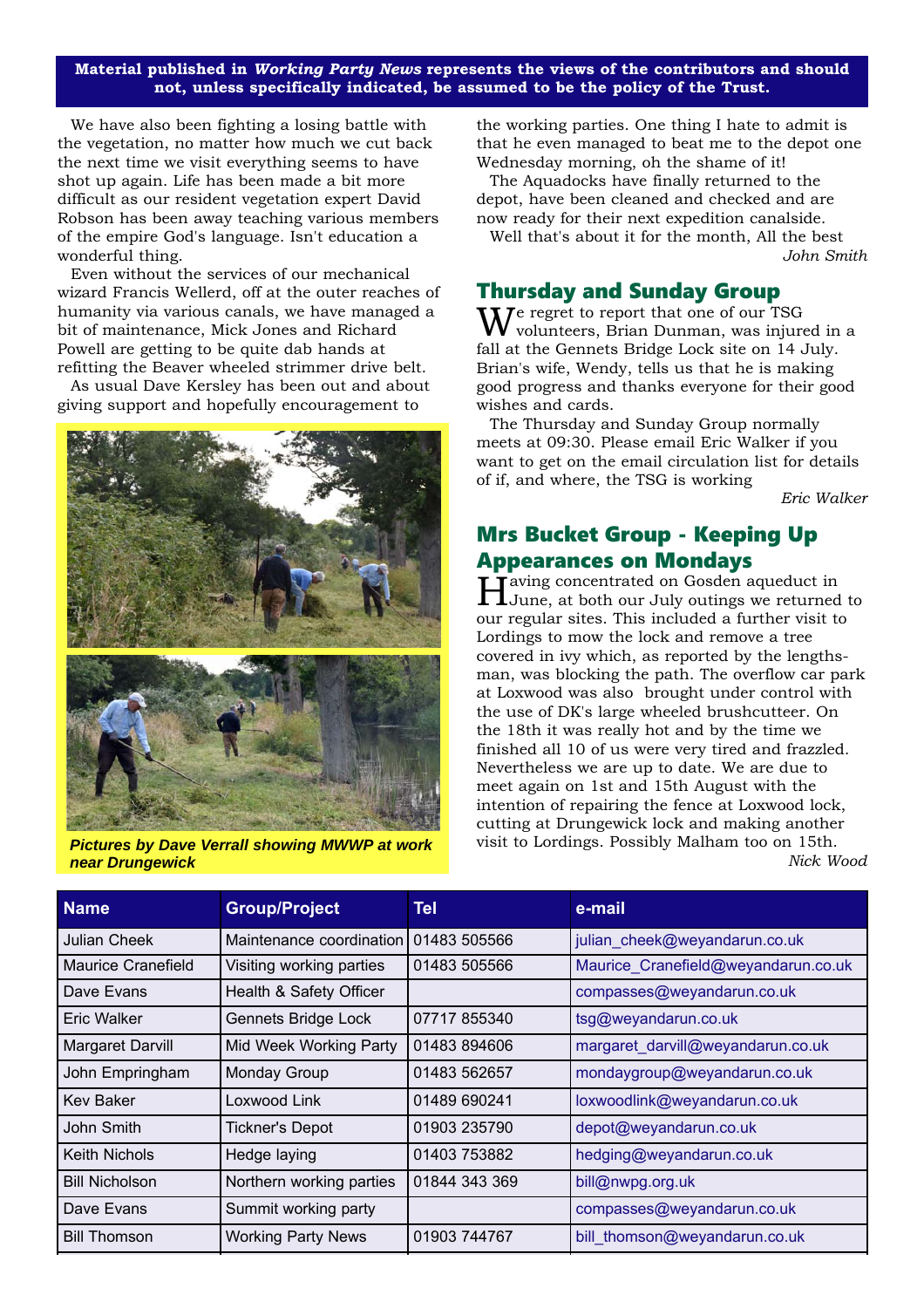**Material published in *Working Party News* represents the views of the contributors and should not, unless specifically indicated, be assumed to be the policy of the Trust.**

We have also been fighting a losing battle with the vegetation, no matter how much we cut back the next time we visit everything seems to have shot up again. Life has been made a bit more difficult as our resident vegetation expert David Robson has been away teaching various members of the empire God's language. Isn't education a wonderful thing.

Even without the services of our mechanical wizard Francis Wellerd, off at the outer reaches of humanity via various canals, we have managed a bit of maintenance, Mick Jones and Richard Powell are getting to be quite dab hands at refitting the Beaver wheeled strimmer drive belt.

As usual Dave Kersley has been out and about giving support and hopefully encouragement to the working parties. One thing I hate to admit is that he even managed to beat me to the depot one Wednesday morning, oh the shame of it!

The Aquadocks have finally returned to the depot, have been cleaned and checked and are now ready for their next expedition canalside.

Well that's about it for the month, All the best

*John Smith*

***Pictures by Dave Verrall showing MWWP at work near Drungewick***

## Thursday and Sunday Group

We regret to report that one of our TSG volunteers, Brian Dunman, was injured in a fall at the Gennets Bridge Lock site on 14 July. Brian's wife, Wendy, tells us that he is making good progress and thanks everyone for their good wishes and cards.

The Thursday and Sunday Group normally meets at 09:30. Please email Eric Walker if you want to get on the email circulation list for details of if, and where, the TSG is working

*Eric Walker*

## Mrs Bucket Group - Keeping Up Appearances on Mondays

Having concentrated on Gosden aqueduct in June, at both our July outings we returned to our regular sites. This included a further visit to Lordings to mow the lock and remove a tree covered in ivy which, as reported by the lengthsman, was blocking the path. The overflow car park at Loxwood was also brought under control with the use of DK's large wheeled brushcutter. On the 18th it was really hot and by the time we finished all 10 of us were very tired and frazzled. Nevertheless we are up to date. We are due to meet again on 1st and 15th August with the intention of repairing the fence at Loxwood lock, cutting at Drungewick lock and making another visit to Lordings. Possibly Malham too on 15th.

*Nick Wood*

| Name | Group/Project | Tel | e-mail |
|---|---|---|---|
| Julian Cheek | Maintenance coordination | 01483 505566 | julian_cheek@weyandarun.co.uk |
| Maurice Cranefield | Visiting working parties | 01483 505566 | Maurice_Cranefield@weyandarun.co.uk |
| Dave Evans | Health & Safety Officer | | compasses@weyandarun.co.uk |
| Eric Walker | Gennets Bridge Lock | 07717 855340 | tsg@weyandarun.co.uk |
| Margaret Darvill | Mid Week Working Party | 01483 894606 | margaret_darvill@weyandarun.co.uk |
| John Empringham | Monday Group | 01483 562657 | mondaygroup@weyandarun.co.uk |
| Kev Baker | Loxwood Link | 01489 690241 | loxwoodlink@weyandarun.co.uk |
| John Smith | Tickner's Depot | 01903 235790 | depot@weyandarun.co.uk |
| Keith Nichols | Hedge laying | 01403 753882 | hedging@weyandarun.co.uk |
| Bill Nicholson | Northern working parties | 01844 343 369 | bill@nwpg.org.uk |
| Dave Evans | Summit working party | | compasses@weyandarun.co.uk |
| Bill Thomson | Working Party News | 01903 744767 | bill_thomson@weyandarun.co.uk |